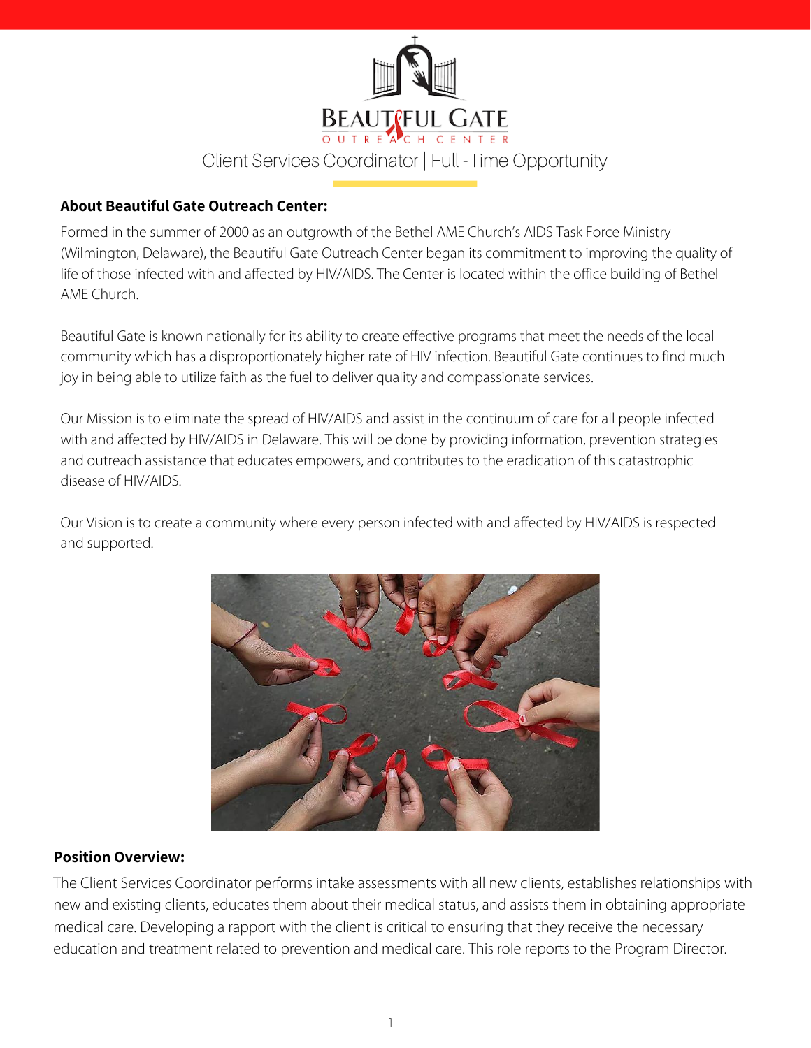# BEAUTIFUL GATE

OUTREACH CENTER

Client Services Coordinator | Full -Time Opportunity

## About Beautiful Gate Outreach Center:

Formed in the summer of 2000 as an outgrowth of the Bethel AME Church's AIDS Task Force Ministry (Wilmington, Delaware), the Beautiful Gate Outreach Center began its commitment to improving the quality of life of those infected with and affected by HIV/AIDS. The Center is located within the office building of Bethel AME Church.

Beautiful Gate is known nationally for its ability to create effective programs that meet the needs of the local community which has a disproportionately higher rate of HIV infection. Beautiful Gate continues to find much joy in being able to utilize faith as the fuel to deliver quality and compassionate services.

Our Mission is to eliminate the spread of HIV/AIDS and assist in the continuum of care for all people infected with and affected by HIV/AIDS in Delaware. This will be done by providing information, prevention strategies and outreach assistance that educates empowers, and contributes to the eradication of this catastrophic disease of HIV/AIDS.

Our Vision is to create a community where every person infected with and affected by HIV/AIDS is respected and supported.

## Position Overview:

The Client Services Coordinator performs intake assessments with all new clients, establishes relationships with new and existing clients, educates them about their medical status, and assists them in obtaining appropriate medical care. Developing a rapport with the client is critical to ensuring that they receive the necessary education and treatment related to prevention and medical care. This role reports to the Program Director.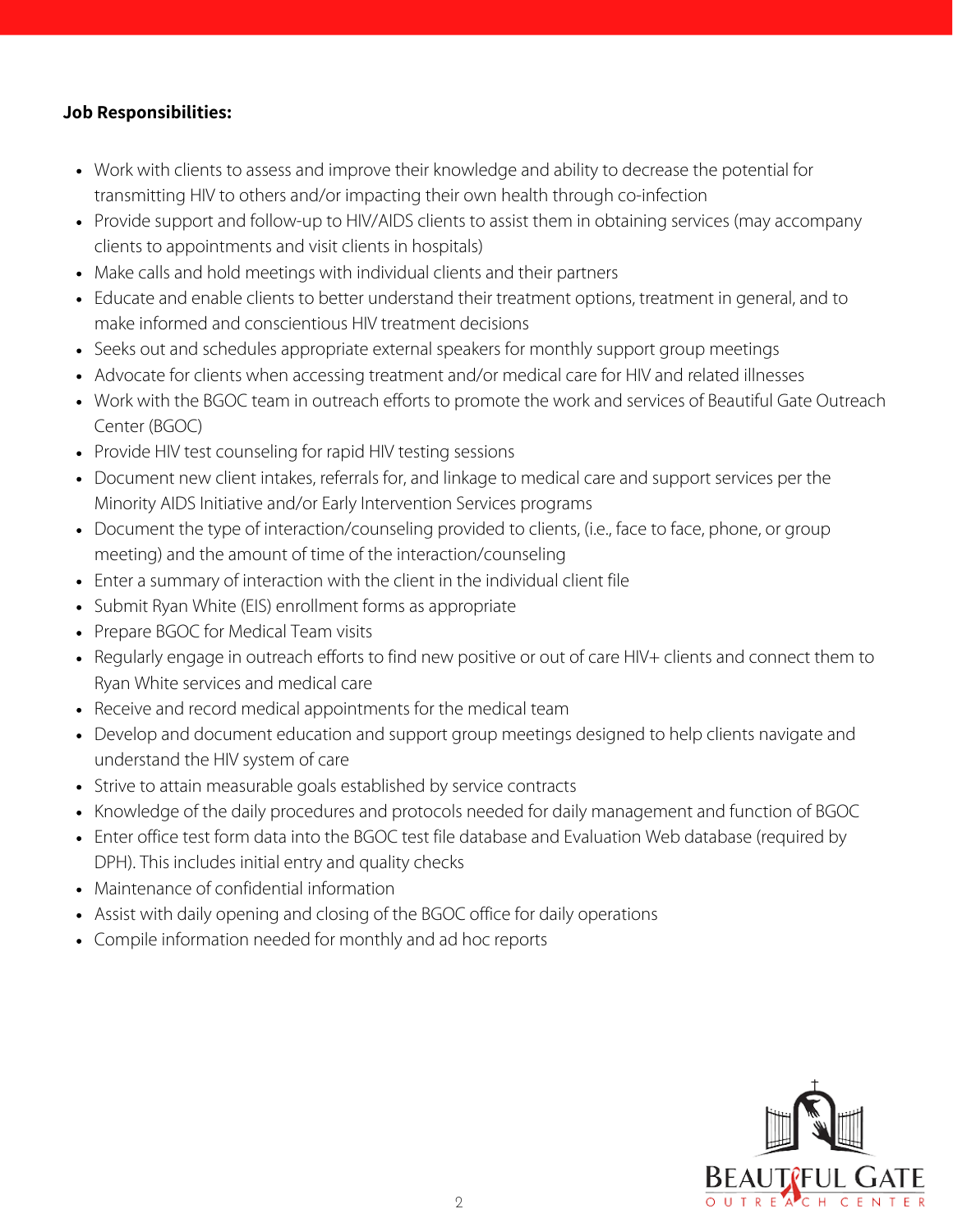**Job Responsibilities:**

- Work with clients to assess and improve their knowledge and ability to decrease the potential for transmitting HIV to others and/or impacting their own health through co-infection
- Provide support and follow-up to HIV/AIDS clients to assist them in obtaining services (may accompany clients to appointments and visit clients in hospitals)
- Make calls and hold meetings with individual clients and their partners
- Educate and enable clients to better understand their treatment options, treatment in general, and to make informed and conscientious HIV treatment decisions
- Seeks out and schedules appropriate external speakers for monthly support group meetings
- Advocate for clients when accessing treatment and/or medical care for HIV and related illnesses
- Work with the BGOC team in outreach efforts to promote the work and services of Beautiful Gate Outreach Center (BGOC)
- Provide HIV test counseling for rapid HIV testing sessions
- Document new client intakes, referrals for, and linkage to medical care and support services per the Minority AIDS Initiative and/or Early Intervention Services programs
- Document the type of interaction/counseling provided to clients, (i.e., face to face, phone, or group meeting) and the amount of time of the interaction/counseling
- Enter a summary of interaction with the client in the individual client file
- Submit Ryan White (EIS) enrollment forms as appropriate
- Prepare BGOC for Medical Team visits
- Regularly engage in outreach efforts to find new positive or out of care HIV+ clients and connect them to Ryan White services and medical care
- Receive and record medical appointments for the medical team
- Develop and document education and support group meetings designed to help clients navigate and understand the HIV system of care
- Strive to attain measurable goals established by service contracts
- Knowledge of the daily procedures and protocols needed for daily management and function of BGOC
- Enter office test form data into the BGOC test file database and Evaluation Web database (required by DPH). This includes initial entry and quality checks
- Maintenance of confidential information
- Assist with daily opening and closing of the BGOC office for daily operations
- Compile information needed for monthly and ad hoc reports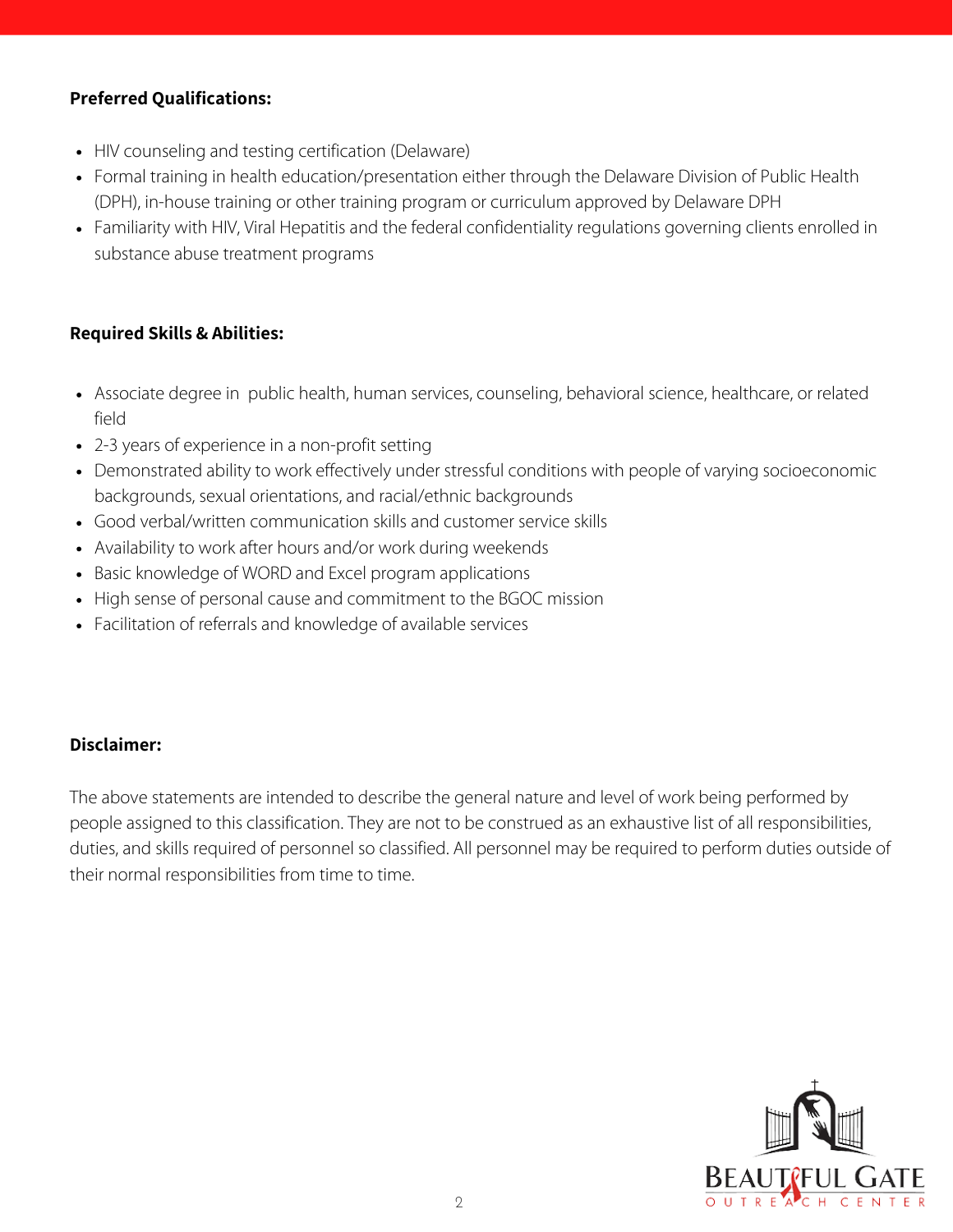**Preferred Qualifications:**

- HIV counseling and testing certification (Delaware)
- Formal training in health education/presentation either through the Delaware Division of Public Health (DPH), in-house training or other training program or curriculum approved by Delaware DPH
- Familiarity with HIV, Viral Hepatitis and the federal confidentiality regulations governing clients enrolled in substance abuse treatment programs

**Required Skills & Abilities:**

- Associate degree in public health, human services, counseling, behavioral science, healthcare, or related field
- 2-3 years of experience in a non-profit setting
- Demonstrated ability to work effectively under stressful conditions with people of varying socioeconomic backgrounds, sexual orientations, and racial/ethnic backgrounds
- Good verbal/written communication skills and customer service skills
- Availability to work after hours and/or work during weekends
- Basic knowledge of WORD and Excel program applications
- High sense of personal cause and commitment to the BGOC mission
- Facilitation of referrals and knowledge of available services

**Disclaimer:**

The above statements are intended to describe the general nature and level of work being performed by people assigned to this classification. They are not to be construed as an exhaustive list of all responsibilities, duties, and skills required of personnel so classified. All personnel may be required to perform duties outside of their normal responsibilities from time to time.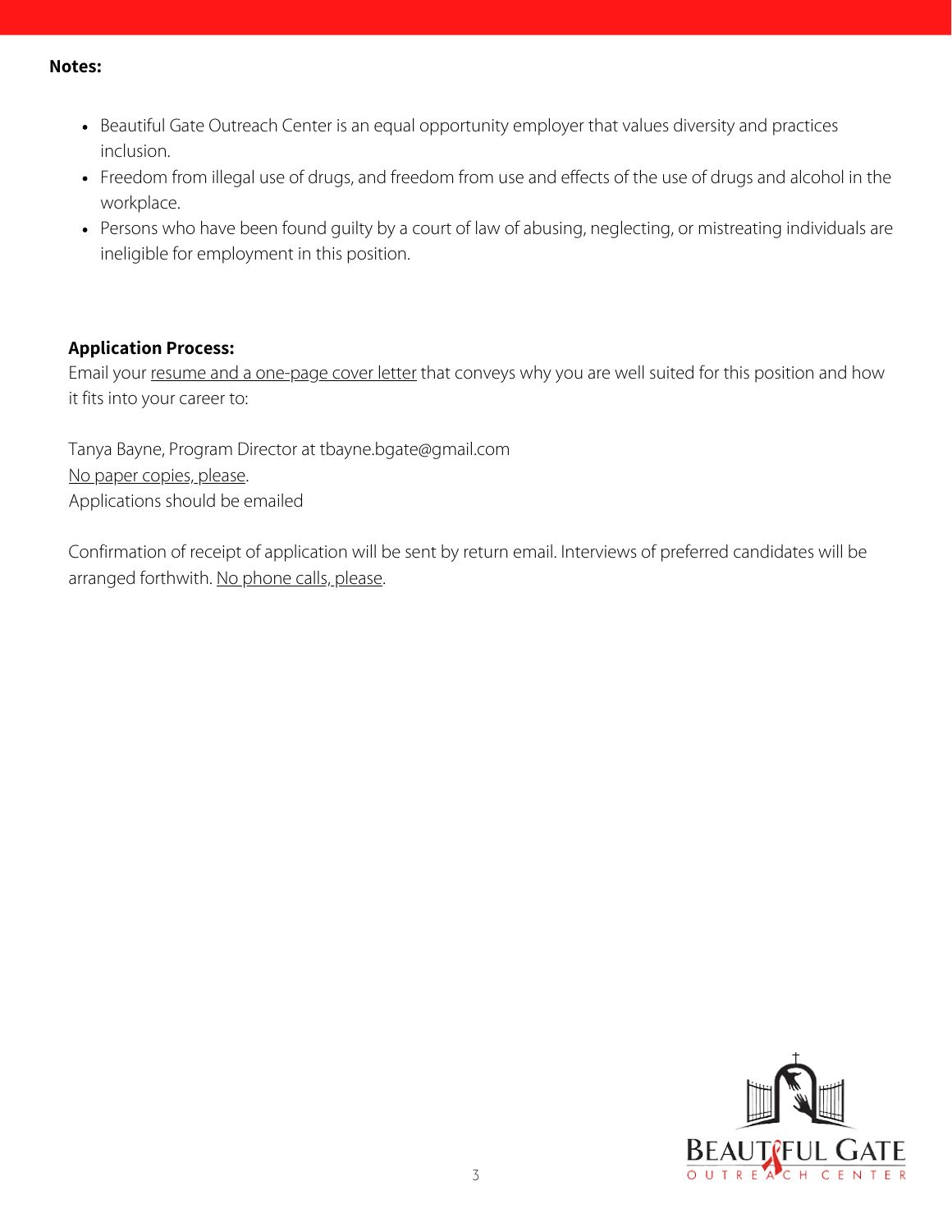**Notes:**

- Beautiful Gate Outreach Center is an equal opportunity employer that values diversity and practices inclusion.
- Freedom from illegal use of drugs, and freedom from use and effects of the use of drugs and alcohol in the workplace.
- Persons who have been found guilty by a court of law of abusing, neglecting, or mistreating individuals are ineligible for employment in this position.

**Application Process:**

Email your resume and a one-page cover letter that conveys why you are well suited for this position and how it fits into your career to:

Tanya Bayne, Program Director at tbayne.bgate@gmail.com
No paper copies, please.
Applications should be emailed

Confirmation of receipt of application will be sent by return email. Interviews of preferred candidates will be arranged forthwith. No phone calls, please.